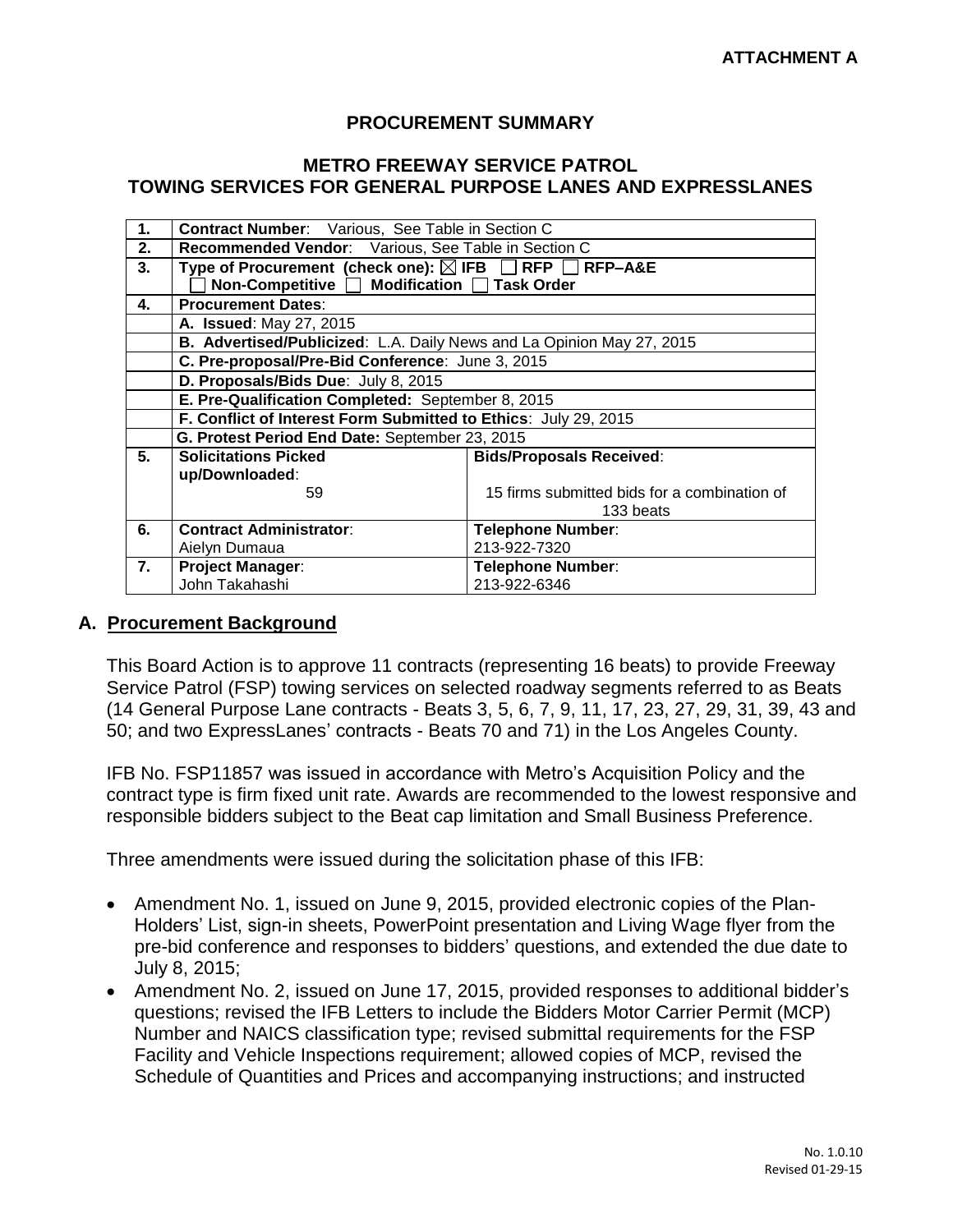**ATTACHMENT A**

# PROCUREMENT SUMMARY

## METRO FREEWAY SERVICE PATROL
## TOWING SERVICES FOR GENERAL PURPOSE LANES AND EXPRESSLANES

| | | |
|---|---|---|
| **1.** | **Contract Number**: Various, See Table in Section C | |
| **2.** | **Recommended Vendor**: Various, See Table in Section C | |
| **3.** | **Type of Procurement (check one):** ☒ **IFB** ☐ **RFP** ☐ **RFP–A&E** ☐ **Non-Competitive** ☐ **Modification** ☐ **Task Order** | |
| **4.** | **Procurement Dates**: | |
| | **A. Issued**: May 27, 2015 | |
| | **B. Advertised/Publicized**: L.A. Daily News and La Opinion May 27, 2015 | |
| | **C. Pre-proposal/Pre-Bid Conference**: June 3, 2015 | |
| | **D. Proposals/Bids Due**: July 8, 2015 | |
| | **E. Pre-Qualification Completed:** September 8, 2015 | |
| | **F. Conflict of Interest Form Submitted to Ethics**: July 29, 2015 | |
| | **G. Protest Period End Date:** September 23, 2015 | |
| **5.** | **Solicitations Picked up/Downloaded**: 59 | **Bids/Proposals Received**: 15 firms submitted bids for a combination of 133 beats |
| **6.** | **Contract Administrator**: Aielyn Dumaua | **Telephone Number**: 213-922-7320 |
| **7.** | **Project Manager**: John Takahashi | **Telephone Number**: 213-922-6346 |

## A. Procurement Background

This Board Action is to approve 11 contracts (representing 16 beats) to provide Freeway Service Patrol (FSP) towing services on selected roadway segments referred to as Beats (14 General Purpose Lane contracts - Beats 3, 5, 6, 7, 9, 11, 17, 23, 27, 29, 31, 39, 43 and 50; and two ExpressLanes' contracts - Beats 70 and 71) in the Los Angeles County.

IFB No. FSP11857 was issued in accordance with Metro's Acquisition Policy and the contract type is firm fixed unit rate. Awards are recommended to the lowest responsive and responsible bidders subject to the Beat cap limitation and Small Business Preference.

Three amendments were issued during the solicitation phase of this IFB:

- Amendment No. 1, issued on June 9, 2015, provided electronic copies of the Plan-Holders' List, sign-in sheets, PowerPoint presentation and Living Wage flyer from the pre-bid conference and responses to bidders' questions, and extended the due date to July 8, 2015;
- Amendment No. 2, issued on June 17, 2015, provided responses to additional bidder's questions; revised the IFB Letters to include the Bidders Motor Carrier Permit (MCP) Number and NAICS classification type; revised submittal requirements for the FSP Facility and Vehicle Inspections requirement; allowed copies of MCP, revised the Schedule of Quantities and Prices and accompanying instructions; and instructed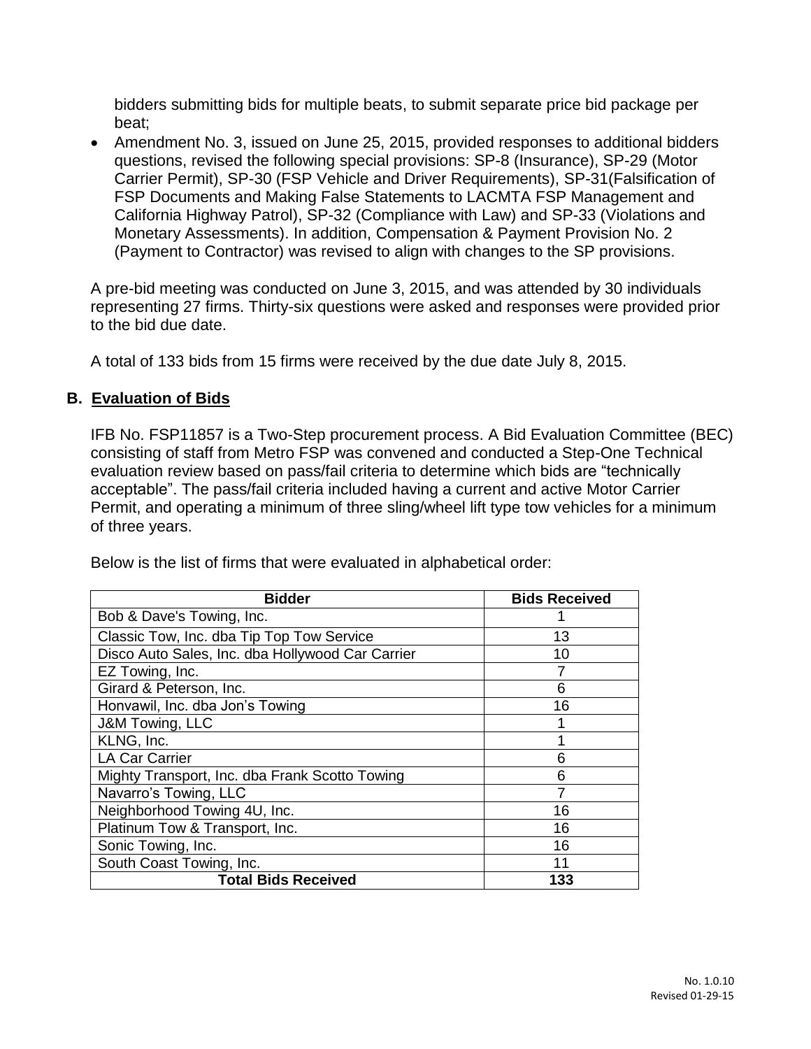bidders submitting bids for multiple beats, to submit separate price bid package per beat;

- Amendment No. 3, issued on June 25, 2015, provided responses to additional bidders questions, revised the following special provisions: SP-8 (Insurance), SP-29 (Motor Carrier Permit), SP-30 (FSP Vehicle and Driver Requirements), SP-31(Falsification of FSP Documents and Making False Statements to LACMTA FSP Management and California Highway Patrol), SP-32 (Compliance with Law) and SP-33 (Violations and Monetary Assessments). In addition, Compensation & Payment Provision No. 2 (Payment to Contractor) was revised to align with changes to the SP provisions.

A pre-bid meeting was conducted on June 3, 2015, and was attended by 30 individuals representing 27 firms. Thirty-six questions were asked and responses were provided prior to the bid due date.

A total of 133 bids from 15 firms were received by the due date July 8, 2015.

## B. Evaluation of Bids

IFB No. FSP11857 is a Two-Step procurement process. A Bid Evaluation Committee (BEC) consisting of staff from Metro FSP was convened and conducted a Step-One Technical evaluation review based on pass/fail criteria to determine which bids are "technically acceptable". The pass/fail criteria included having a current and active Motor Carrier Permit, and operating a minimum of three sling/wheel lift type tow vehicles for a minimum of three years.

Below is the list of firms that were evaluated in alphabetical order:

| Bidder | Bids Received |
|---|---|
| Bob & Dave's Towing, Inc. | 1 |
| Classic Tow, Inc. dba Tip Top Tow Service | 13 |
| Disco Auto Sales, Inc. dba Hollywood Car Carrier | 10 |
| EZ Towing, Inc. | 7 |
| Girard & Peterson, Inc. | 6 |
| Honvawil, Inc. dba Jon's Towing | 16 |
| J&M Towing, LLC | 1 |
| KLNG, Inc. | 1 |
| LA Car Carrier | 6 |
| Mighty Transport, Inc. dba Frank Scotto Towing | 6 |
| Navarro's Towing, LLC | 7 |
| Neighborhood Towing 4U, Inc. | 16 |
| Platinum Tow & Transport, Inc. | 16 |
| Sonic Towing, Inc. | 16 |
| South Coast Towing, Inc. | 11 |
| **Total Bids Received** | **133** |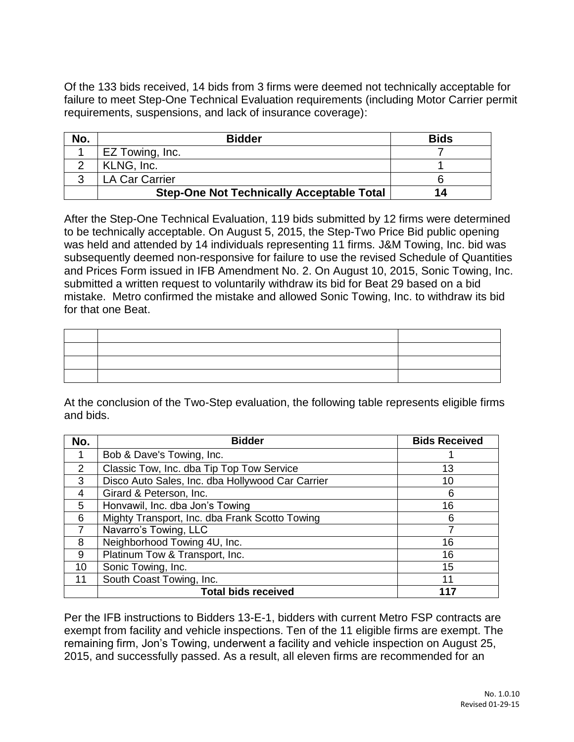Of the 133 bids received, 14 bids from 3 firms were deemed not technically acceptable for failure to meet Step-One Technical Evaluation requirements (including Motor Carrier permit requirements, suspensions, and lack of insurance coverage):

| No. | Bidder | Bids |
|---|---|---|
| 1 | EZ Towing, Inc. | 7 |
| 2 | KLNG, Inc. | 1 |
| 3 | LA Car Carrier | 6 |
| | **Step-One Not Technically Acceptable Total** | **14** |

After the Step-One Technical Evaluation, 119 bids submitted by 12 firms were determined to be technically acceptable. On August 5, 2015, the Step-Two Price Bid public opening was held and attended by 14 individuals representing 11 firms. J&M Towing, Inc. bid was subsequently deemed non-responsive for failure to use the revised Schedule of Quantities and Prices Form issued in IFB Amendment No. 2. On August 10, 2015, Sonic Towing, Inc. submitted a written request to voluntarily withdraw its bid for Beat 29 based on a bid mistake. Metro confirmed the mistake and allowed Sonic Towing, Inc. to withdraw its bid for that one Beat.

| | | |
|---|---|---|
| | | |
| | | |
| | | |

At the conclusion of the Two-Step evaluation, the following table represents eligible firms and bids.

| No. | Bidder | Bids Received |
|---|---|---|
| 1 | Bob & Dave's Towing, Inc. | 1 |
| 2 | Classic Tow, Inc. dba Tip Top Tow Service | 13 |
| 3 | Disco Auto Sales, Inc. dba Hollywood Car Carrier | 10 |
| 4 | Girard & Peterson, Inc. | 6 |
| 5 | Honvawil, Inc. dba Jon's Towing | 16 |
| 6 | Mighty Transport, Inc. dba Frank Scotto Towing | 6 |
| 7 | Navarro's Towing, LLC | 7 |
| 8 | Neighborhood Towing 4U, Inc. | 16 |
| 9 | Platinum Tow & Transport, Inc. | 16 |
| 10 | Sonic Towing, Inc. | 15 |
| 11 | South Coast Towing, Inc. | 11 |
| | **Total bids received** | **117** |

Per the IFB instructions to Bidders 13-E-1, bidders with current Metro FSP contracts are exempt from facility and vehicle inspections. Ten of the 11 eligible firms are exempt. The remaining firm, Jon's Towing, underwent a facility and vehicle inspection on August 25, 2015, and successfully passed. As a result, all eleven firms are recommended for an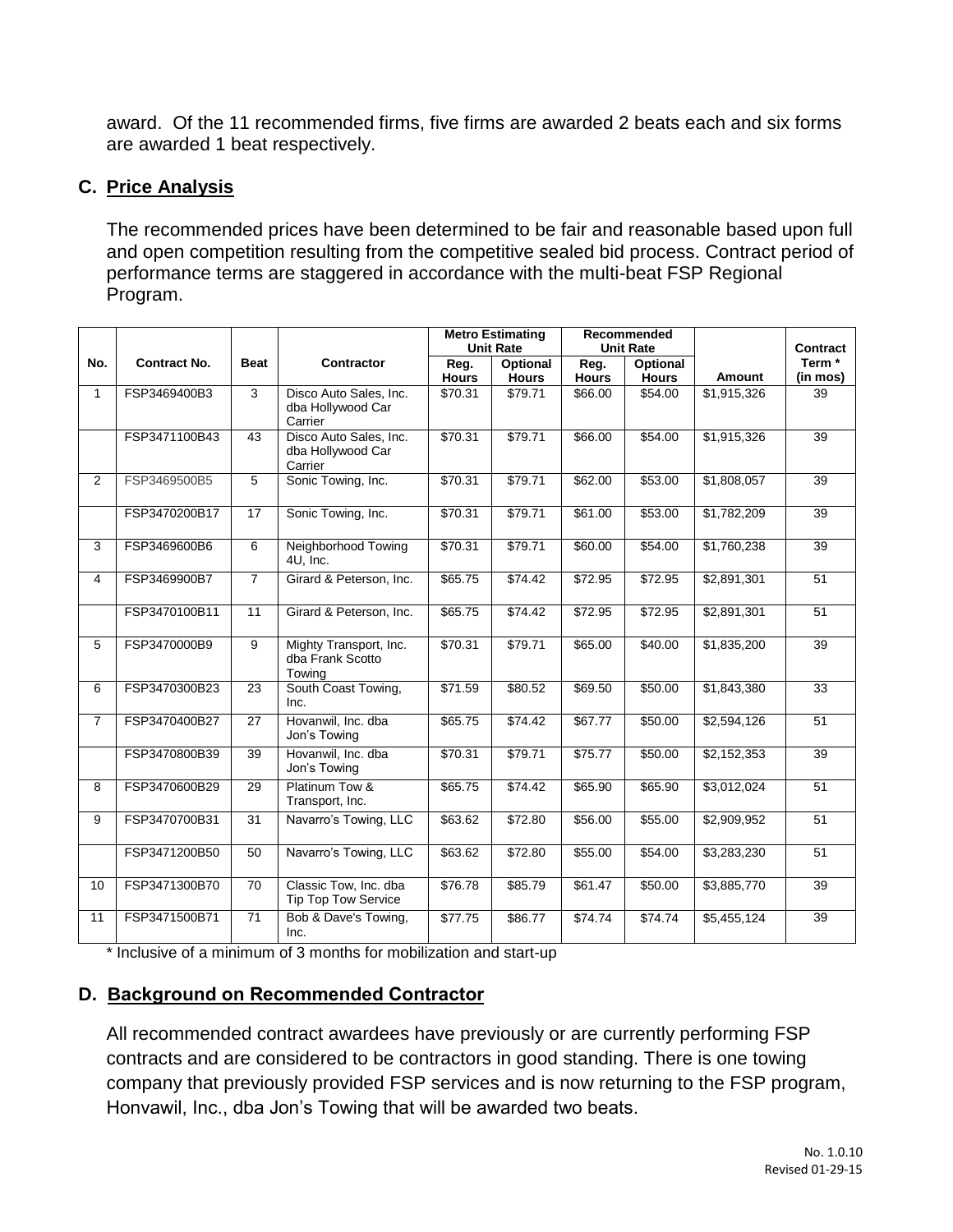award. Of the 11 recommended firms, five firms are awarded 2 beats each and six forms are awarded 1 beat respectively.

## C. Price Analysis

The recommended prices have been determined to be fair and reasonable based upon full and open competition resulting from the competitive sealed bid process. Contract period of performance terms are staggered in accordance with the multi-beat FSP Regional Program.

| No. | Contract No. | Beat | Contractor | Metro Estimating Unit Rate | | Recommended Unit Rate | | Amount | Contract Term * (in mos) |
|---|---|---|---|---|---|---|---|---|---|
| | | | | Reg. Hours | Optional Hours | Reg. Hours | Optional Hours | | |
| 1 | FSP3469400B3 | 3 | Disco Auto Sales, Inc. dba Hollywood Car Carrier | $70.31 | $79.71 | $66.00 | $54.00 | $1,915,326 | 39 |
| | FSP3471100B43 | 43 | Disco Auto Sales, Inc. dba Hollywood Car Carrier | $70.31 | $79.71 | $66.00 | $54.00 | $1,915,326 | 39 |
| 2 | FSP3469500B5 | 5 | Sonic Towing, Inc. | $70.31 | $79.71 | $62.00 | $53.00 | $1,808,057 | 39 |
| | FSP3470200B17 | 17 | Sonic Towing, Inc. | $70.31 | $79.71 | $61.00 | $53.00 | $1,782,209 | 39 |
| 3 | FSP3469600B6 | 6 | Neighborhood Towing 4U, Inc. | $70.31 | $79.71 | $60.00 | $54.00 | $1,760,238 | 39 |
| 4 | FSP3469900B7 | 7 | Girard & Peterson, Inc. | $65.75 | $74.42 | $72.95 | $72.95 | $2,891,301 | 51 |
| | FSP3470100B11 | 11 | Girard & Peterson, Inc. | $65.75 | $74.42 | $72.95 | $72.95 | $2,891,301 | 51 |
| 5 | FSP3470000B9 | 9 | Mighty Transport, Inc. dba Frank Scotto Towing | $70.31 | $79.71 | $65.00 | $40.00 | $1,835,200 | 39 |
| 6 | FSP3470300B23 | 23 | South Coast Towing, Inc. | $71.59 | $80.52 | $69.50 | $50.00 | $1,843,380 | 33 |
| 7 | FSP3470400B27 | 27 | Hovanwil, Inc. dba Jon's Towing | $65.75 | $74.42 | $67.77 | $50.00 | $2,594,126 | 51 |
| | FSP3470800B39 | 39 | Hovanwil, Inc. dba Jon's Towing | $70.31 | $79.71 | $75.77 | $50.00 | $2,152,353 | 39 |
| 8 | FSP3470600B29 | 29 | Platinum Tow & Transport, Inc. | $65.75 | $74.42 | $65.90 | $65.90 | $3,012,024 | 51 |
| 9 | FSP3470700B31 | 31 | Navarro's Towing, LLC | $63.62 | $72.80 | $56.00 | $55.00 | $2,909,952 | 51 |
| | FSP3471200B50 | 50 | Navarro's Towing, LLC | $63.62 | $72.80 | $55.00 | $54.00 | $3,283,230 | 51 |
| 10 | FSP3471300B70 | 70 | Classic Tow, Inc. dba Tip Top Tow Service | $76.78 | $85.79 | $61.47 | $50.00 | $3,885,770 | 39 |
| 11 | FSP3471500B71 | 71 | Bob & Dave's Towing, Inc. | $77.75 | $86.77 | $74.74 | $74.74 | $5,455,124 | 39 |

\* Inclusive of a minimum of 3 months for mobilization and start-up

## D. Background on Recommended Contractor

All recommended contract awardees have previously or are currently performing FSP contracts and are considered to be contractors in good standing. There is one towing company that previously provided FSP services and is now returning to the FSP program, Honvawil, Inc., dba Jon's Towing that will be awarded two beats.

No. 1.0.10
Revised 01-29-15